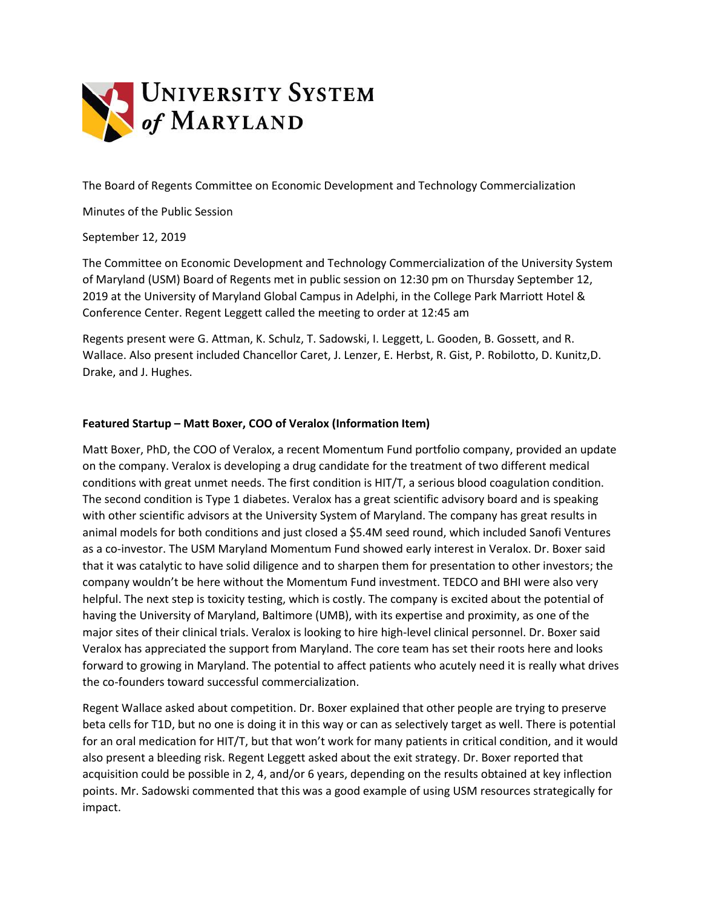The Board of Regents Committee on Economic Development and Technology Commercialization

Minutes of the Public Session

September 12, 2019

The Committee on Economic Development and Technology Commercialization of the University System of Maryland (USM) Board of Regents met in public session on 12:30 pm on Thursday September 12, 2019 at the University of Maryland Global Campus in Adelphi, in the College Park Marriott Hotel & Conference Center. Regent Leggett called the meeting to order at 12:45 am

Regents present were G. Attman, K. Schulz, T. Sadowski, I. Leggett, L. Gooden, B. Gossett, and R. Wallace. Also present included Chancellor Caret, J. Lenzer, E. Herbst, R. Gist, P. Robilotto, D. Kunitz,D. Drake, and J. Hughes.

**Featured Startup – Matt Boxer, COO of Veralox (Information Item)**

Matt Boxer, PhD, the COO of Veralox, a recent Momentum Fund portfolio company, provided an update on the company. Veralox is developing a drug candidate for the treatment of two different medical conditions with great unmet needs. The first condition is HIT/T, a serious blood coagulation condition. The second condition is Type 1 diabetes. Veralox has a great scientific advisory board and is speaking with other scientific advisors at the University System of Maryland. The company has great results in animal models for both conditions and just closed a $5.4M seed round, which included Sanofi Ventures as a co-investor. The USM Maryland Momentum Fund showed early interest in Veralox. Dr. Boxer said that it was catalytic to have solid diligence and to sharpen them for presentation to other investors; the company wouldn't be here without the Momentum Fund investment. TEDCO and BHI were also very helpful. The next step is toxicity testing, which is costly. The company is excited about the potential of having the University of Maryland, Baltimore (UMB), with its expertise and proximity, as one of the major sites of their clinical trials. Veralox is looking to hire high-level clinical personnel. Dr. Boxer said Veralox has appreciated the support from Maryland. The core team has set their roots here and looks forward to growing in Maryland. The potential to affect patients who acutely need it is really what drives the co-founders toward successful commercialization.

Regent Wallace asked about competition. Dr. Boxer explained that other people are trying to preserve beta cells for T1D, but no one is doing it in this way or can as selectively target as well. There is potential for an oral medication for HIT/T, but that won't work for many patients in critical condition, and it would also present a bleeding risk. Regent Leggett asked about the exit strategy. Dr. Boxer reported that acquisition could be possible in 2, 4, and/or 6 years, depending on the results obtained at key inflection points. Mr. Sadowski commented that this was a good example of using USM resources strategically for impact.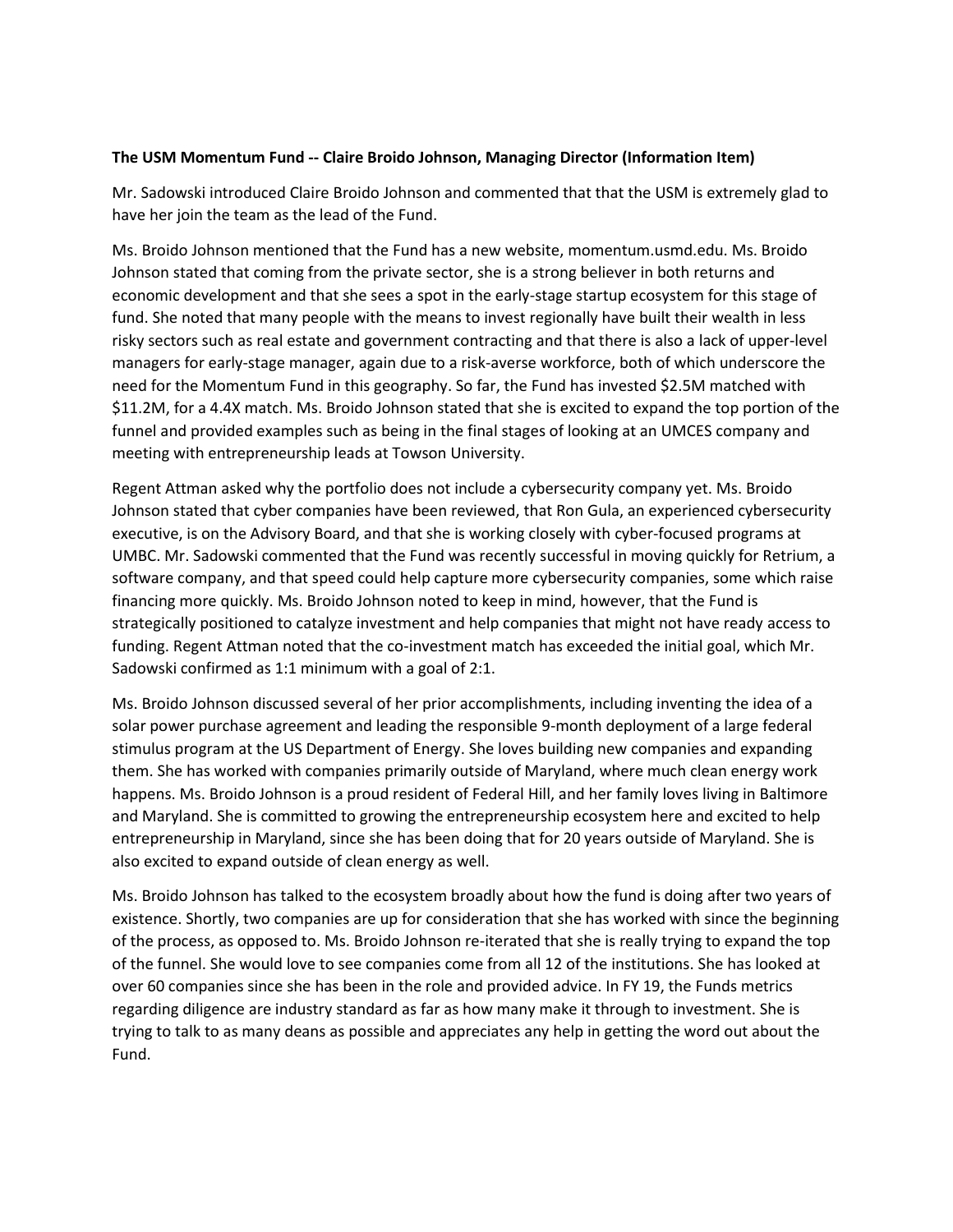**The USM Momentum Fund -- Claire Broido Johnson, Managing Director (Information Item)**

Mr. Sadowski introduced Claire Broido Johnson and commented that that the USM is extremely glad to have her join the team as the lead of the Fund.

Ms. Broido Johnson mentioned that the Fund has a new website, momentum.usmd.edu. Ms. Broido Johnson stated that coming from the private sector, she is a strong believer in both returns and economic development and that she sees a spot in the early-stage startup ecosystem for this stage of fund. She noted that many people with the means to invest regionally have built their wealth in less risky sectors such as real estate and government contracting and that there is also a lack of upper-level managers for early-stage manager, again due to a risk-averse workforce, both of which underscore the need for the Momentum Fund in this geography. So far, the Fund has invested $2.5M matched with $11.2M, for a 4.4X match. Ms. Broido Johnson stated that she is excited to expand the top portion of the funnel and provided examples such as being in the final stages of looking at an UMCES company and meeting with entrepreneurship leads at Towson University.

Regent Attman asked why the portfolio does not include a cybersecurity company yet. Ms. Broido Johnson stated that cyber companies have been reviewed, that Ron Gula, an experienced cybersecurity executive, is on the Advisory Board, and that she is working closely with cyber-focused programs at UMBC. Mr. Sadowski commented that the Fund was recently successful in moving quickly for Retrium, a software company, and that speed could help capture more cybersecurity companies, some which raise financing more quickly. Ms. Broido Johnson noted to keep in mind, however, that the Fund is strategically positioned to catalyze investment and help companies that might not have ready access to funding. Regent Attman noted that the co-investment match has exceeded the initial goal, which Mr. Sadowski confirmed as 1:1 minimum with a goal of 2:1.

Ms. Broido Johnson discussed several of her prior accomplishments, including inventing the idea of a solar power purchase agreement and leading the responsible 9-month deployment of a large federal stimulus program at the US Department of Energy. She loves building new companies and expanding them. She has worked with companies primarily outside of Maryland, where much clean energy work happens. Ms. Broido Johnson is a proud resident of Federal Hill, and her family loves living in Baltimore and Maryland. She is committed to growing the entrepreneurship ecosystem here and excited to help entrepreneurship in Maryland, since she has been doing that for 20 years outside of Maryland. She is also excited to expand outside of clean energy as well.

Ms. Broido Johnson has talked to the ecosystem broadly about how the fund is doing after two years of existence. Shortly, two companies are up for consideration that she has worked with since the beginning of the process, as opposed to. Ms. Broido Johnson re-iterated that she is really trying to expand the top of the funnel. She would love to see companies come from all 12 of the institutions. She has looked at over 60 companies since she has been in the role and provided advice. In FY 19, the Funds metrics regarding diligence are industry standard as far as how many make it through to investment. She is trying to talk to as many deans as possible and appreciates any help in getting the word out about the Fund.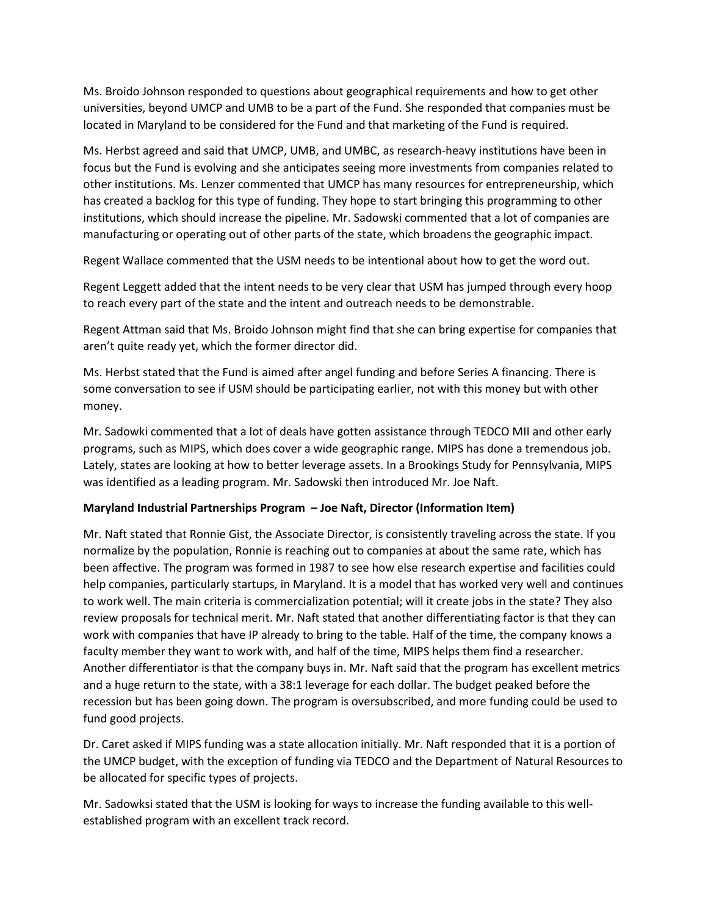Ms. Broido Johnson responded to questions about geographical requirements and how to get other universities, beyond UMCP and UMB to be a part of the Fund. She responded that companies must be located in Maryland to be considered for the Fund and that marketing of the Fund is required.

Ms. Herbst agreed and said that UMCP, UMB, and UMBC, as research-heavy institutions have been in focus but the Fund is evolving and she anticipates seeing more investments from companies related to other institutions. Ms. Lenzer commented that UMCP has many resources for entrepreneurship, which has created a backlog for this type of funding. They hope to start bringing this programming to other institutions, which should increase the pipeline. Mr. Sadowski commented that a lot of companies are manufacturing or operating out of other parts of the state, which broadens the geographic impact.

Regent Wallace commented that the USM needs to be intentional about how to get the word out.

Regent Leggett added that the intent needs to be very clear that USM has jumped through every hoop to reach every part of the state and the intent and outreach needs to be demonstrable.

Regent Attman said that Ms. Broido Johnson might find that she can bring expertise for companies that aren't quite ready yet, which the former director did.

Ms. Herbst stated that the Fund is aimed after angel funding and before Series A financing. There is some conversation to see if USM should be participating earlier, not with this money but with other money.

Mr. Sadowki commented that a lot of deals have gotten assistance through TEDCO MII and other early programs, such as MIPS, which does cover a wide geographic range. MIPS has done a tremendous job. Lately, states are looking at how to better leverage assets. In a Brookings Study for Pennsylvania, MIPS was identified as a leading program. Mr. Sadowski then introduced Mr. Joe Naft.

**Maryland Industrial Partnerships Program – Joe Naft, Director (Information Item)**

Mr. Naft stated that Ronnie Gist, the Associate Director, is consistently traveling across the state. If you normalize by the population, Ronnie is reaching out to companies at about the same rate, which has been affective. The program was formed in 1987 to see how else research expertise and facilities could help companies, particularly startups, in Maryland. It is a model that has worked very well and continues to work well. The main criteria is commercialization potential; will it create jobs in the state? They also review proposals for technical merit. Mr. Naft stated that another differentiating factor is that they can work with companies that have IP already to bring to the table. Half of the time, the company knows a faculty member they want to work with, and half of the time, MIPS helps them find a researcher. Another differentiator is that the company buys in. Mr. Naft said that the program has excellent metrics and a huge return to the state, with a 38:1 leverage for each dollar. The budget peaked before the recession but has been going down. The program is oversubscribed, and more funding could be used to fund good projects.

Dr. Caret asked if MIPS funding was a state allocation initially. Mr. Naft responded that it is a portion of the UMCP budget, with the exception of funding via TEDCO and the Department of Natural Resources to be allocated for specific types of projects.

Mr. Sadowksi stated that the USM is looking for ways to increase the funding available to this well-established program with an excellent track record.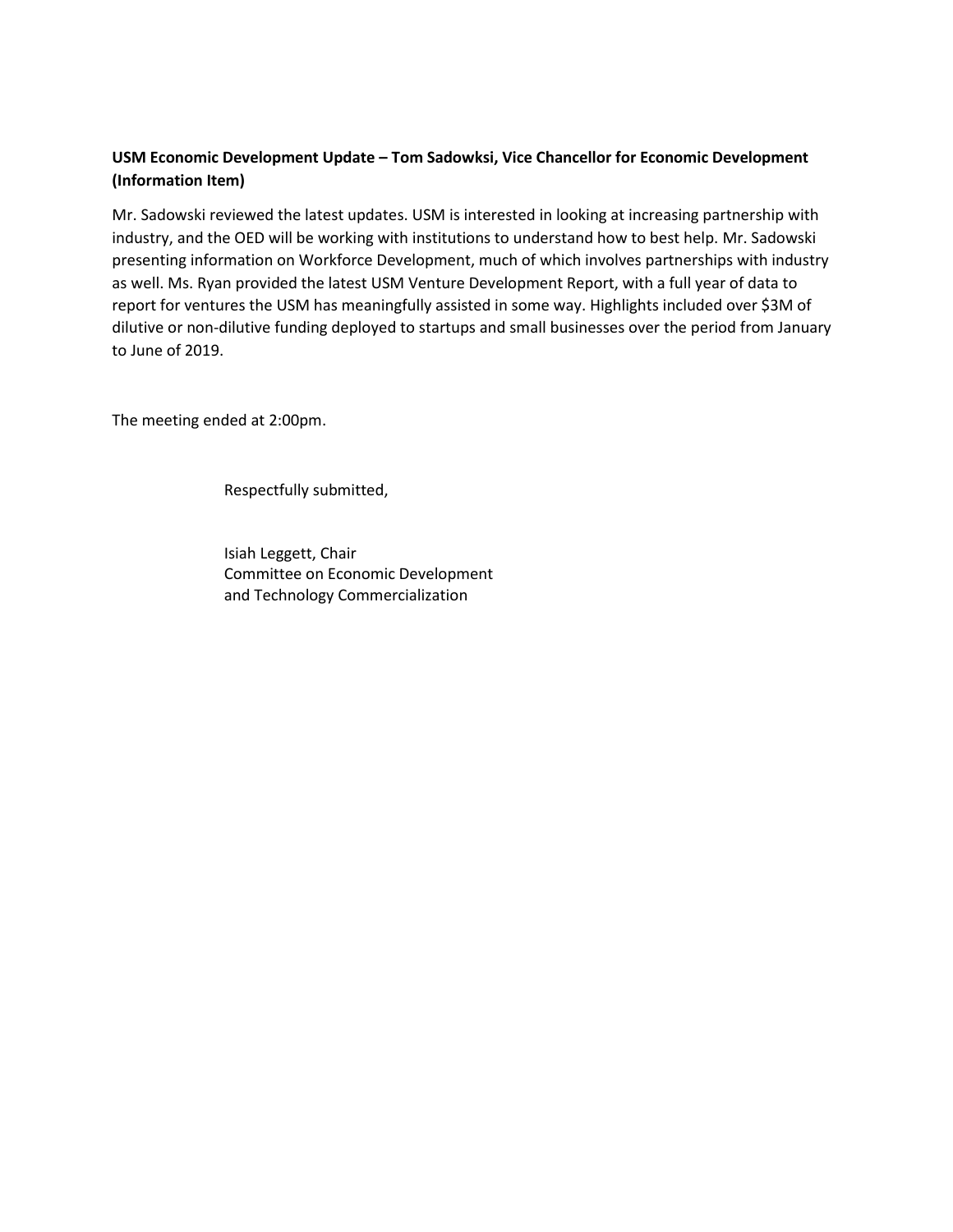**USM Economic Development Update – Tom Sadowksi, Vice Chancellor for Economic Development (Information Item)**

Mr. Sadowski reviewed the latest updates. USM is interested in looking at increasing partnership with industry, and the OED will be working with institutions to understand how to best help. Mr. Sadowski presenting information on Workforce Development, much of which involves partnerships with industry as well. Ms. Ryan provided the latest USM Venture Development Report, with a full year of data to report for ventures the USM has meaningfully assisted in some way. Highlights included over $3M of dilutive or non-dilutive funding deployed to startups and small businesses over the period from January to June of 2019.

The meeting ended at 2:00pm.

Respectfully submitted,

Isiah Leggett, Chair
Committee on Economic Development
and Technology Commercialization